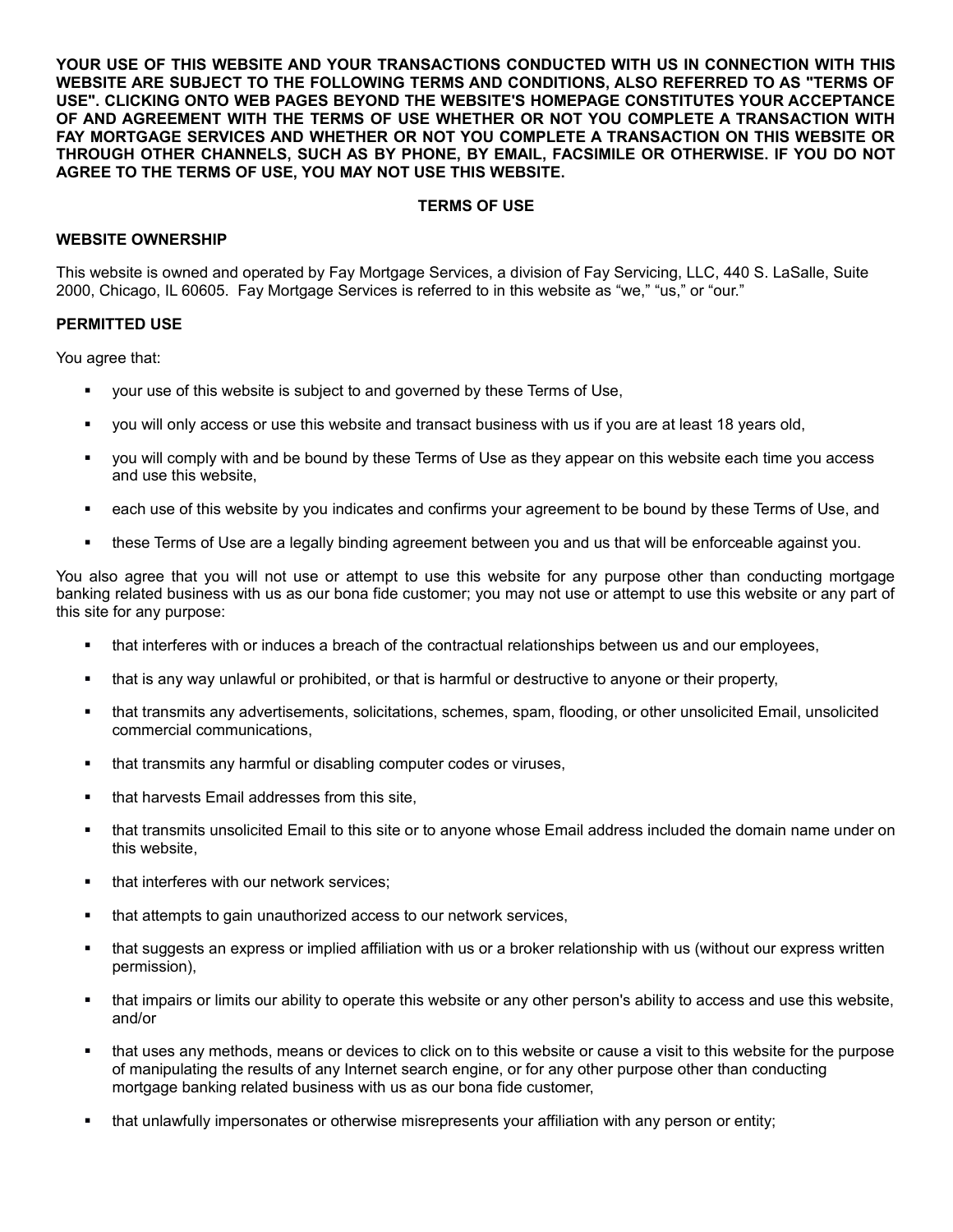**YOUR USE OF THIS WEBSITE AND YOUR TRANSACTIONS CONDUCTED WITH US IN CONNECTION WITH THIS WEBSITE ARE SUBJECT TO THE FOLLOWING TERMS AND CONDITIONS, ALSO REFERRED TO AS "TERMS OF USE". CLICKING ONTO WEB PAGES BEYOND THE WEBSITE'S HOMEPAGE CONSTITUTES YOUR ACCEPTANCE OF AND AGREEMENT WITH THE TERMS OF USE WHETHER OR NOT YOU COMPLETE A TRANSACTION WITH FAY MORTGAGE SERVICES AND WHETHER OR NOT YOU COMPLETE A TRANSACTION ON THIS WEBSITE OR THROUGH OTHER CHANNELS, SUCH AS BY PHONE, BY EMAIL, FACSIMILE OR OTHERWISE. IF YOU DO NOT AGREE TO THE TERMS OF USE, YOU MAY NOT USE THIS WEBSITE.**

# TERMS OF USE

## WEBSITE OWNERSHIP

This website is owned and operated by Fay Mortgage Services, a division of Fay Servicing, LLC, 440 S. LaSalle, Suite 2000, Chicago, IL 60605. Fay Mortgage Services is referred to in this website as “we,” “us,” or “our.”

## PERMITTED USE

You agree that:

- your use of this website is subject to and governed by these Terms of Use,
- you will only access or use this website and transact business with us if you are at least 18 years old,
- you will comply with and be bound by these Terms of Use as they appear on this website each time you access and use this website,
- each use of this website by you indicates and confirms your agreement to be bound by these Terms of Use, and
- these Terms of Use are a legally binding agreement between you and us that will be enforceable against you.

You also agree that you will not use or attempt to use this website for any purpose other than conducting mortgage banking related business with us as our bona fide customer; you may not use or attempt to use this website or any part of this site for any purpose:

- that interferes with or induces a breach of the contractual relationships between us and our employees,
- that is any way unlawful or prohibited, or that is harmful or destructive to anyone or their property,
- that transmits any advertisements, solicitations, schemes, spam, flooding, or other unsolicited Email, unsolicited commercial communications,
- that transmits any harmful or disabling computer codes or viruses,
- that harvests Email addresses from this site,
- that transmits unsolicited Email to this site or to anyone whose Email address included the domain name under on this website,
- that interferes with our network services;
- that attempts to gain unauthorized access to our network services,
- that suggests an express or implied affiliation with us or a broker relationship with us (without our express written permission),
- that impairs or limits our ability to operate this website or any other person's ability to access and use this website, and/or
- that uses any methods, means or devices to click on to this website or cause a visit to this website for the purpose of manipulating the results of any Internet search engine, or for any other purpose other than conducting mortgage banking related business with us as our bona fide customer,
- that unlawfully impersonates or otherwise misrepresents your affiliation with any person or entity;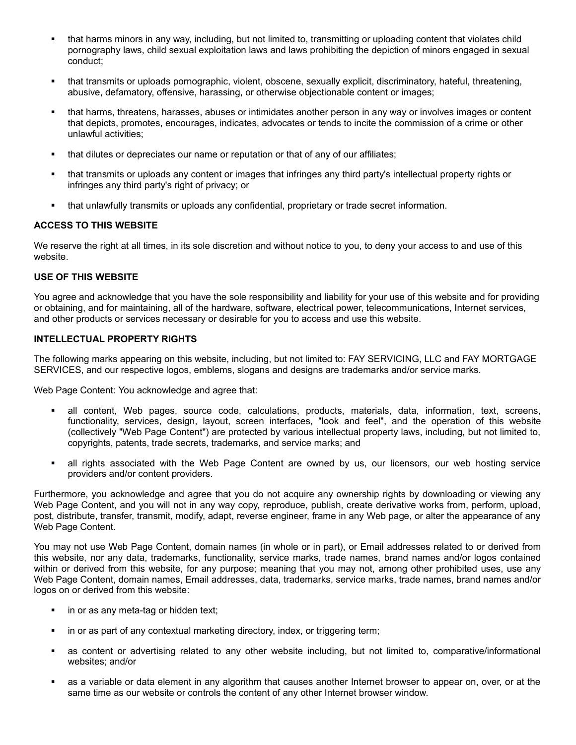- that harms minors in any way, including, but not limited to, transmitting or uploading content that violates child pornography laws, child sexual exploitation laws and laws prohibiting the depiction of minors engaged in sexual conduct;
- that transmits or uploads pornographic, violent, obscene, sexually explicit, discriminatory, hateful, threatening, abusive, defamatory, offensive, harassing, or otherwise objectionable content or images;
- that harms, threatens, harasses, abuses or intimidates another person in any way or involves images or content that depicts, promotes, encourages, indicates, advocates or tends to incite the commission of a crime or other unlawful activities;
- that dilutes or depreciates our name or reputation or that of any of our affiliates;
- that transmits or uploads any content or images that infringes any third party's intellectual property rights or infringes any third party's right of privacy; or
- that unlawfully transmits or uploads any confidential, proprietary or trade secret information.

**ACCESS TO THIS WEBSITE**

We reserve the right at all times, in its sole discretion and without notice to you, to deny your access to and use of this website.

**USE OF THIS WEBSITE**

You agree and acknowledge that you have the sole responsibility and liability for your use of this website and for providing or obtaining, and for maintaining, all of the hardware, software, electrical power, telecommunications, Internet services, and other products or services necessary or desirable for you to access and use this website.

**INTELLECTUAL PROPERTY RIGHTS**

The following marks appearing on this website, including, but not limited to: FAY SERVICING, LLC and FAY MORTGAGE SERVICES, and our respective logos, emblems, slogans and designs are trademarks and/or service marks.

Web Page Content: You acknowledge and agree that:

- all content, Web pages, source code, calculations, products, materials, data, information, text, screens, functionality, services, design, layout, screen interfaces, "look and feel", and the operation of this website (collectively "Web Page Content") are protected by various intellectual property laws, including, but not limited to, copyrights, patents, trade secrets, trademarks, and service marks; and
- all rights associated with the Web Page Content are owned by us, our licensors, our web hosting service providers and/or content providers.

Furthermore, you acknowledge and agree that you do not acquire any ownership rights by downloading or viewing any Web Page Content, and you will not in any way copy, reproduce, publish, create derivative works from, perform, upload, post, distribute, transfer, transmit, modify, adapt, reverse engineer, frame in any Web page, or alter the appearance of any Web Page Content.

You may not use Web Page Content, domain names (in whole or in part), or Email addresses related to or derived from this website, nor any data, trademarks, functionality, service marks, trade names, brand names and/or logos contained within or derived from this website, for any purpose; meaning that you may not, among other prohibited uses, use any Web Page Content, domain names, Email addresses, data, trademarks, service marks, trade names, brand names and/or logos on or derived from this website:

- in or as any meta-tag or hidden text;
- in or as part of any contextual marketing directory, index, or triggering term;
- as content or advertising related to any other website including, but not limited to, comparative/informational websites; and/or
- as a variable or data element in any algorithm that causes another Internet browser to appear on, over, or at the same time as our website or controls the content of any other Internet browser window.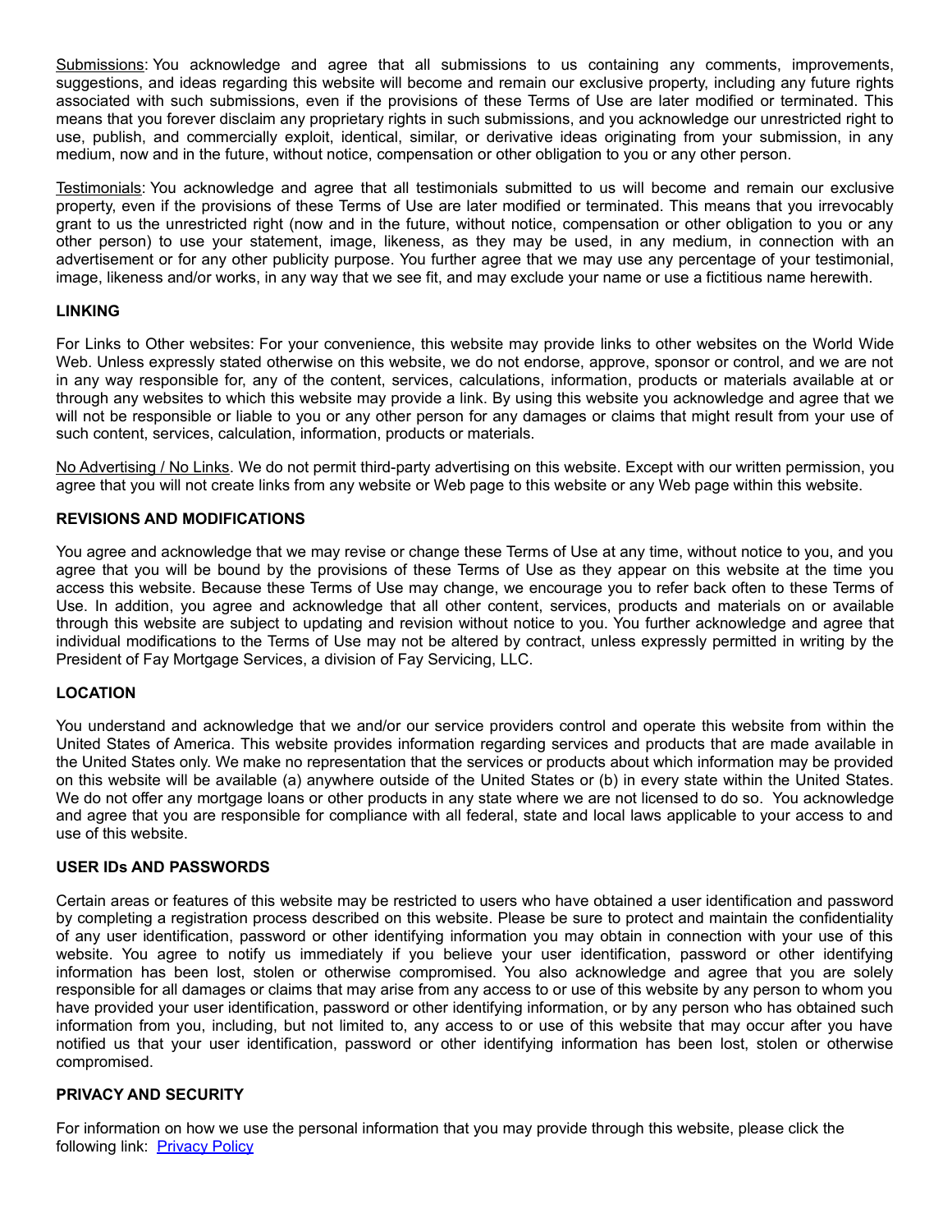<u>Submissions</u>: You acknowledge and agree that all submissions to us containing any comments, improvements, suggestions, and ideas regarding this website will become and remain our exclusive property, including any future rights associated with such submissions, even if the provisions of these Terms of Use are later modified or terminated. This means that you forever disclaim any proprietary rights in such submissions, and you acknowledge our unrestricted right to use, publish, and commercially exploit, identical, similar, or derivative ideas originating from your submission, in any medium, now and in the future, without notice, compensation or other obligation to you or any other person.

<u>Testimonials</u>: You acknowledge and agree that all testimonials submitted to us will become and remain our exclusive property, even if the provisions of these Terms of Use are later modified or terminated. This means that you irrevocably grant to us the unrestricted right (now and in the future, without notice, compensation or other obligation to you or any other person) to use your statement, image, likeness, as they may be used, in any medium, in connection with an advertisement or for any other publicity purpose. You further agree that we may use any percentage of your testimonial, image, likeness and/or works, in any way that we see fit, and may exclude your name or use a fictitious name herewith.

**LINKING**

For Links to Other websites: For your convenience, this website may provide links to other websites on the World Wide Web. Unless expressly stated otherwise on this website, we do not endorse, approve, sponsor or control, and we are not in any way responsible for, any of the content, services, calculations, information, products or materials available at or through any websites to which this website may provide a link. By using this website you acknowledge and agree that we will not be responsible or liable to you or any other person for any damages or claims that might result from your use of such content, services, calculation, information, products or materials.

<u>No Advertising / No Links</u>. We do not permit third-party advertising on this website. Except with our written permission, you agree that you will not create links from any website or Web page to this website or any Web page within this website.

**REVISIONS AND MODIFICATIONS**

You agree and acknowledge that we may revise or change these Terms of Use at any time, without notice to you, and you agree that you will be bound by the provisions of these Terms of Use as they appear on this website at the time you access this website. Because these Terms of Use may change, we encourage you to refer back often to these Terms of Use. In addition, you agree and acknowledge that all other content, services, products and materials on or available through this website are subject to updating and revision without notice to you. You further acknowledge and agree that individual modifications to the Terms of Use may not be altered by contract, unless expressly permitted in writing by the President of Fay Mortgage Services, a division of Fay Servicing, LLC.

**LOCATION**

You understand and acknowledge that we and/or our service providers control and operate this website from within the United States of America. This website provides information regarding services and products that are made available in the United States only. We make no representation that the services or products about which information may be provided on this website will be available (a) anywhere outside of the United States or (b) in every state within the United States. We do not offer any mortgage loans or other products in any state where we are not licensed to do so. You acknowledge and agree that you are responsible for compliance with all federal, state and local laws applicable to your access to and use of this website.

**USER IDs AND PASSWORDS**

Certain areas or features of this website may be restricted to users who have obtained a user identification and password by completing a registration process described on this website. Please be sure to protect and maintain the confidentiality of any user identification, password or other identifying information you may obtain in connection with your use of this website. You agree to notify us immediately if you believe your user identification, password or other identifying information has been lost, stolen or otherwise compromised. You also acknowledge and agree that you are solely responsible for all damages or claims that may arise from any access to or use of this website by any person to whom you have provided your user identification, password or other identifying information, or by any person who has obtained such information from you, including, but not limited to, any access to or use of this website that may occur after you have notified us that your user identification, password or other identifying information has been lost, stolen or otherwise compromised.

**PRIVACY AND SECURITY**

For information on how we use the personal information that you may provide through this website, please click the following link: [Privacy Policy]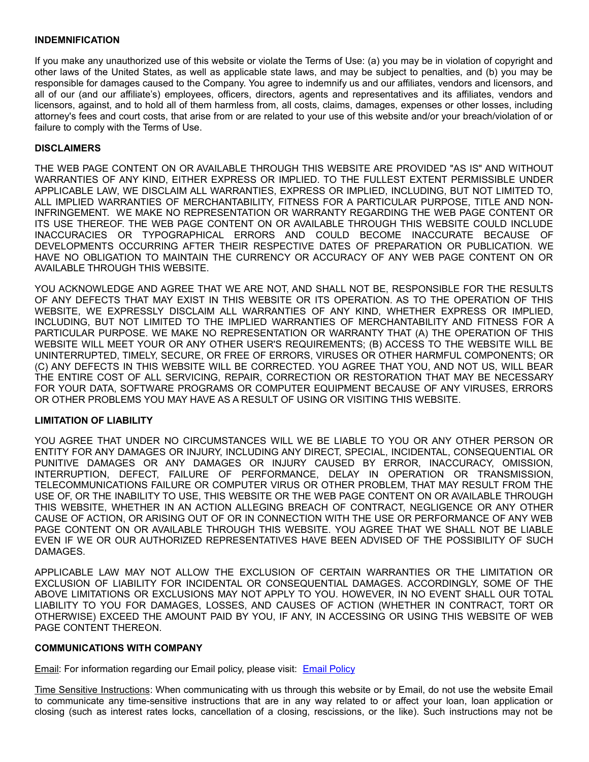## INDEMNIFICATION

If you make any unauthorized use of this website or violate the Terms of Use: (a) you may be in violation of copyright and other laws of the United States, as well as applicable state laws, and may be subject to penalties, and (b) you may be responsible for damages caused to the Company. You agree to indemnify us and our affiliates, vendors and licensors, and all of our (and our affiliate's) employees, officers, directors, agents and representatives and its affiliates, vendors and licensors, against, and to hold all of them harmless from, all costs, claims, damages, expenses or other losses, including attorney's fees and court costs, that arise from or are related to your use of this website and/or your breach/violation of or failure to comply with the Terms of Use.

## DISCLAIMERS

THE WEB PAGE CONTENT ON OR AVAILABLE THROUGH THIS WEBSITE ARE PROVIDED "AS IS" AND WITHOUT WARRANTIES OF ANY KIND, EITHER EXPRESS OR IMPLIED. TO THE FULLEST EXTENT PERMISSIBLE UNDER APPLICABLE LAW, WE DISCLAIM ALL WARRANTIES, EXPRESS OR IMPLIED, INCLUDING, BUT NOT LIMITED TO, ALL IMPLIED WARRANTIES OF MERCHANTABILITY, FITNESS FOR A PARTICULAR PURPOSE, TITLE AND NON-INFRINGEMENT. WE MAKE NO REPRESENTATION OR WARRANTY REGARDING THE WEB PAGE CONTENT OR ITS USE THEREOF. THE WEB PAGE CONTENT ON OR AVAILABLE THROUGH THIS WEBSITE COULD INCLUDE INACCURACIES OR TYPOGRAPHICAL ERRORS AND COULD BECOME INACCURATE BECAUSE OF DEVELOPMENTS OCCURRING AFTER THEIR RESPECTIVE DATES OF PREPARATION OR PUBLICATION. WE HAVE NO OBLIGATION TO MAINTAIN THE CURRENCY OR ACCURACY OF ANY WEB PAGE CONTENT ON OR AVAILABLE THROUGH THIS WEBSITE.

YOU ACKNOWLEDGE AND AGREE THAT WE ARE NOT, AND SHALL NOT BE, RESPONSIBLE FOR THE RESULTS OF ANY DEFECTS THAT MAY EXIST IN THIS WEBSITE OR ITS OPERATION. AS TO THE OPERATION OF THIS WEBSITE, WE EXPRESSLY DISCLAIM ALL WARRANTIES OF ANY KIND, WHETHER EXPRESS OR IMPLIED, INCLUDING, BUT NOT LIMITED TO THE IMPLIED WARRANTIES OF MERCHANTABILITY AND FITNESS FOR A PARTICULAR PURPOSE. WE MAKE NO REPRESENTATION OR WARRANTY THAT (A) THE OPERATION OF THIS WEBSITE WILL MEET YOUR OR ANY OTHER USER'S REQUIREMENTS; (B) ACCESS TO THE WEBSITE WILL BE UNINTERRUPTED, TIMELY, SECURE, OR FREE OF ERRORS, VIRUSES OR OTHER HARMFUL COMPONENTS; OR (C) ANY DEFECTS IN THIS WEBSITE WILL BE CORRECTED. YOU AGREE THAT YOU, AND NOT US, WILL BEAR THE ENTIRE COST OF ALL SERVICING, REPAIR, CORRECTION OR RESTORATION THAT MAY BE NECESSARY FOR YOUR DATA, SOFTWARE PROGRAMS OR COMPUTER EQUIPMENT BECAUSE OF ANY VIRUSES, ERRORS OR OTHER PROBLEMS YOU MAY HAVE AS A RESULT OF USING OR VISITING THIS WEBSITE.

## LIMITATION OF LIABILITY

YOU AGREE THAT UNDER NO CIRCUMSTANCES WILL WE BE LIABLE TO YOU OR ANY OTHER PERSON OR ENTITY FOR ANY DAMAGES OR INJURY, INCLUDING ANY DIRECT, SPECIAL, INCIDENTAL, CONSEQUENTIAL OR PUNITIVE DAMAGES OR ANY DAMAGES OR INJURY CAUSED BY ERROR, INACCURACY, OMISSION, INTERRUPTION, DEFECT, FAILURE OF PERFORMANCE, DELAY IN OPERATION OR TRANSMISSION, TELECOMMUNICATIONS FAILURE OR COMPUTER VIRUS OR OTHER PROBLEM, THAT MAY RESULT FROM THE USE OF, OR THE INABILITY TO USE, THIS WEBSITE OR THE WEB PAGE CONTENT ON OR AVAILABLE THROUGH THIS WEBSITE, WHETHER IN AN ACTION ALLEGING BREACH OF CONTRACT, NEGLIGENCE OR ANY OTHER CAUSE OF ACTION, OR ARISING OUT OF OR IN CONNECTION WITH THE USE OR PERFORMANCE OF ANY WEB PAGE CONTENT ON OR AVAILABLE THROUGH THIS WEBSITE. YOU AGREE THAT WE SHALL NOT BE LIABLE EVEN IF WE OR OUR AUTHORIZED REPRESENTATIVES HAVE BEEN ADVISED OF THE POSSIBILITY OF SUCH DAMAGES.

APPLICABLE LAW MAY NOT ALLOW THE EXCLUSION OF CERTAIN WARRANTIES OR THE LIMITATION OR EXCLUSION OF LIABILITY FOR INCIDENTAL OR CONSEQUENTIAL DAMAGES. ACCORDINGLY, SOME OF THE ABOVE LIMITATIONS OR EXCLUSIONS MAY NOT APPLY TO YOU. HOWEVER, IN NO EVENT SHALL OUR TOTAL LIABILITY TO YOU FOR DAMAGES, LOSSES, AND CAUSES OF ACTION (WHETHER IN CONTRACT, TORT OR OTHERWISE) EXCEED THE AMOUNT PAID BY YOU, IF ANY, IN ACCESSING OR USING THIS WEBSITE OF WEB PAGE CONTENT THEREON.

## COMMUNICATIONS WITH COMPANY

Email: For information regarding our Email policy, please visit: [Email Policy]

Time Sensitive Instructions: When communicating with us through this website or by Email, do not use the website Email to communicate any time-sensitive instructions that are in any way related to or affect your loan, loan application or closing (such as interest rates locks, cancellation of a closing, rescissions, or the like). Such instructions may not be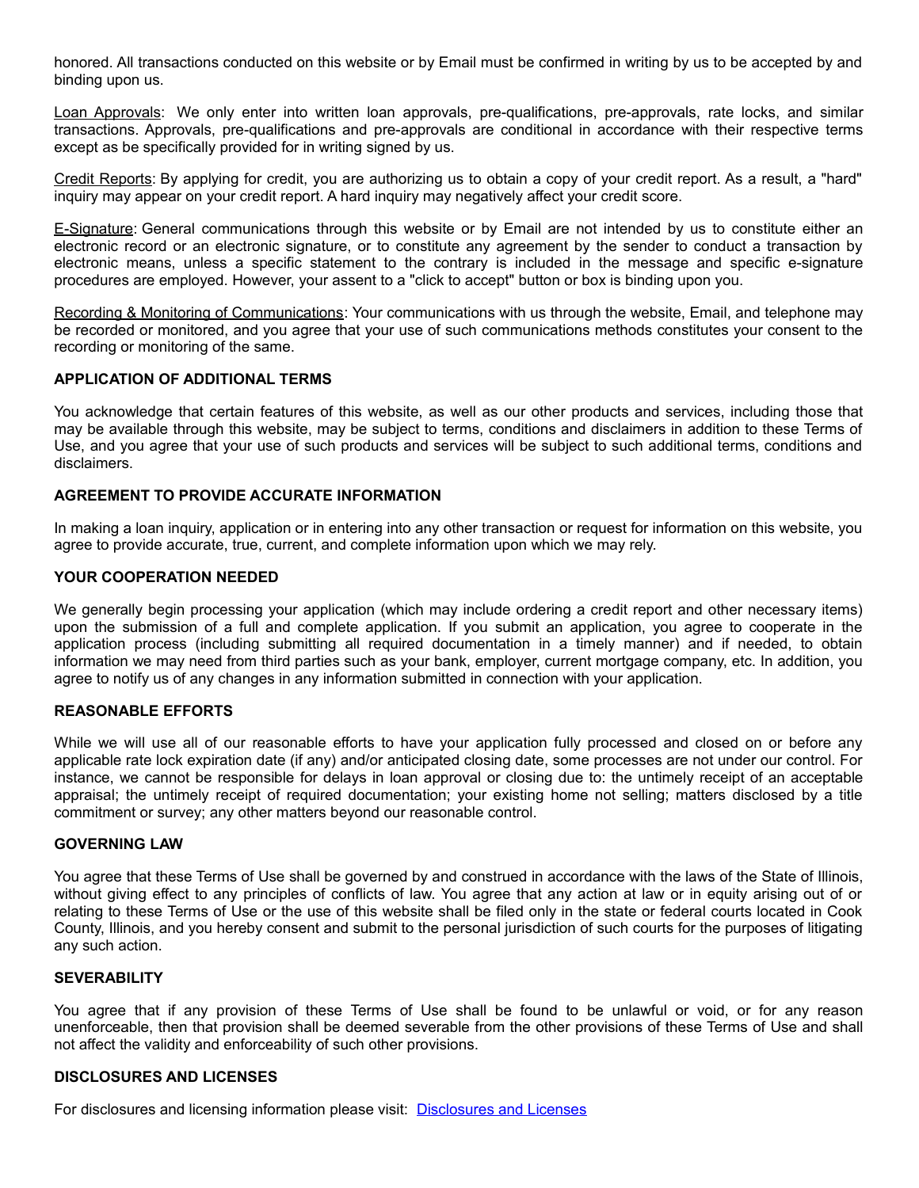honored. All transactions conducted on this website or by Email must be confirmed in writing by us to be accepted by and binding upon us.

Loan Approvals: We only enter into written loan approvals, pre-qualifications, pre-approvals, rate locks, and similar transactions. Approvals, pre-qualifications and pre-approvals are conditional in accordance with their respective terms except as be specifically provided for in writing signed by us.

Credit Reports: By applying for credit, you are authorizing us to obtain a copy of your credit report. As a result, a "hard" inquiry may appear on your credit report. A hard inquiry may negatively affect your credit score.

E-Signature: General communications through this website or by Email are not intended by us to constitute either an electronic record or an electronic signature, or to constitute any agreement by the sender to conduct a transaction by electronic means, unless a specific statement to the contrary is included in the message and specific e-signature procedures are employed. However, your assent to a "click to accept" button or box is binding upon you.

Recording & Monitoring of Communications: Your communications with us through the website, Email, and telephone may be recorded or monitored, and you agree that your use of such communications methods constitutes your consent to the recording or monitoring of the same.

**APPLICATION OF ADDITIONAL TERMS**

You acknowledge that certain features of this website, as well as our other products and services, including those that may be available through this website, may be subject to terms, conditions and disclaimers in addition to these Terms of Use, and you agree that your use of such products and services will be subject to such additional terms, conditions and disclaimers.

**AGREEMENT TO PROVIDE ACCURATE INFORMATION**

In making a loan inquiry, application or in entering into any other transaction or request for information on this website, you agree to provide accurate, true, current, and complete information upon which we may rely.

**YOUR COOPERATION NEEDED**

We generally begin processing your application (which may include ordering a credit report and other necessary items) upon the submission of a full and complete application. If you submit an application, you agree to cooperate in the application process (including submitting all required documentation in a timely manner) and if needed, to obtain information we may need from third parties such as your bank, employer, current mortgage company, etc. In addition, you agree to notify us of any changes in any information submitted in connection with your application.

**REASONABLE EFFORTS**

While we will use all of our reasonable efforts to have your application fully processed and closed on or before any applicable rate lock expiration date (if any) and/or anticipated closing date, some processes are not under our control. For instance, we cannot be responsible for delays in loan approval or closing due to: the untimely receipt of an acceptable appraisal; the untimely receipt of required documentation; your existing home not selling; matters disclosed by a title commitment or survey; any other matters beyond our reasonable control.

**GOVERNING LAW**

You agree that these Terms of Use shall be governed by and construed in accordance with the laws of the State of Illinois, without giving effect to any principles of conflicts of law. You agree that any action at law or in equity arising out of or relating to these Terms of Use or the use of this website shall be filed only in the state or federal courts located in Cook County, Illinois, and you hereby consent and submit to the personal jurisdiction of such courts for the purposes of litigating any such action.

**SEVERABILITY**

You agree that if any provision of these Terms of Use shall be found to be unlawful or void, or for any reason unenforceable, then that provision shall be deemed severable from the other provisions of these Terms of Use and shall not affect the validity and enforceability of such other provisions.

**DISCLOSURES AND LICENSES**

For disclosures and licensing information please visit: Disclosures and Licenses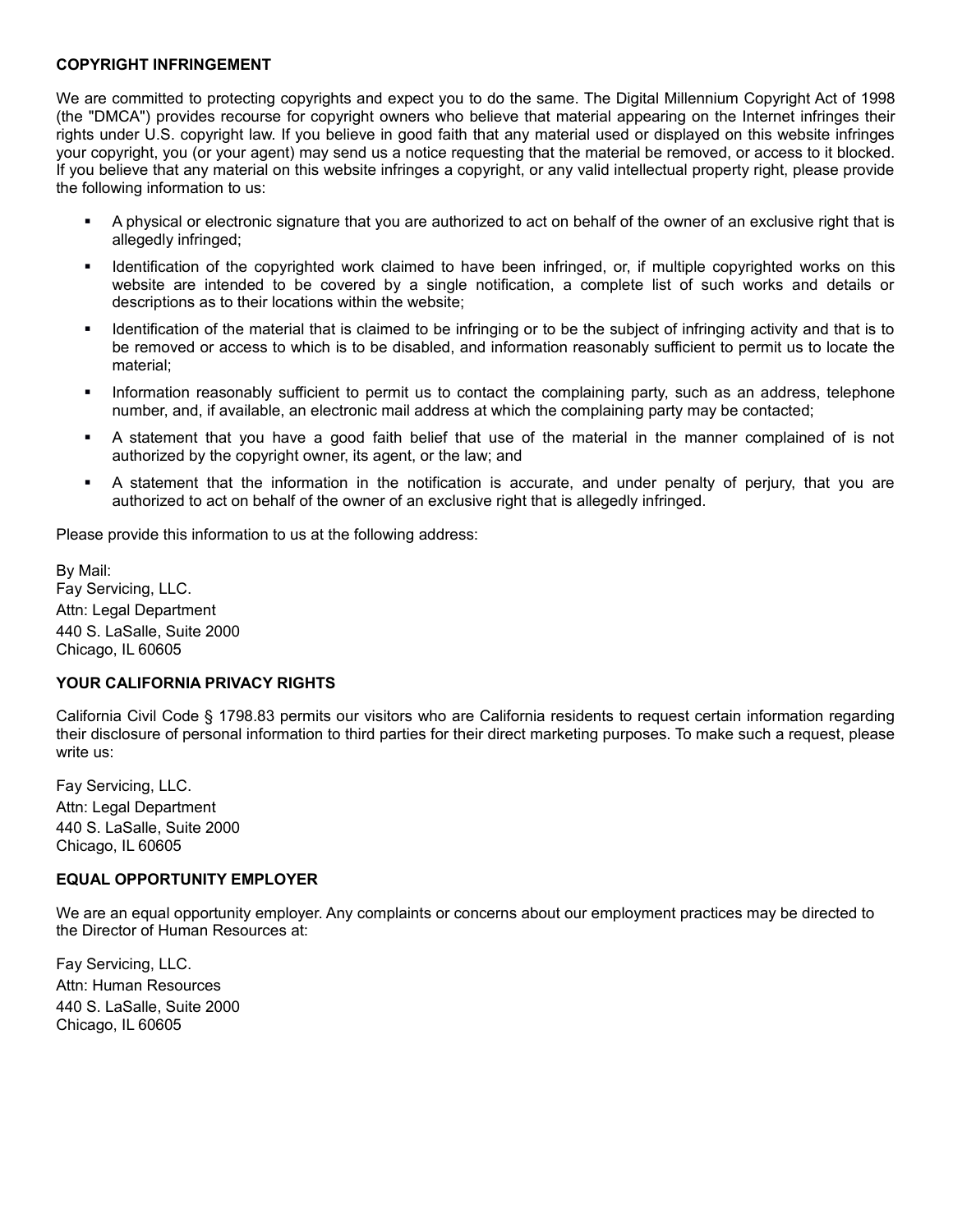**COPYRIGHT INFRINGEMENT**

We are committed to protecting copyrights and expect you to do the same. The Digital Millennium Copyright Act of 1998 (the "DMCA") provides recourse for copyright owners who believe that material appearing on the Internet infringes their rights under U.S. copyright law. If you believe in good faith that any material used or displayed on this website infringes your copyright, you (or your agent) may send us a notice requesting that the material be removed, or access to it blocked. If you believe that any material on this website infringes a copyright, or any valid intellectual property right, please provide the following information to us:

- A physical or electronic signature that you are authorized to act on behalf of the owner of an exclusive right that is allegedly infringed;
- Identification of the copyrighted work claimed to have been infringed, or, if multiple copyrighted works on this website are intended to be covered by a single notification, a complete list of such works and details or descriptions as to their locations within the website;
- Identification of the material that is claimed to be infringing or to be the subject of infringing activity and that is to be removed or access to which is to be disabled, and information reasonably sufficient to permit us to locate the material;
- Information reasonably sufficient to permit us to contact the complaining party, such as an address, telephone number, and, if available, an electronic mail address at which the complaining party may be contacted;
- A statement that you have a good faith belief that use of the material in the manner complained of is not authorized by the copyright owner, its agent, or the law; and
- A statement that the information in the notification is accurate, and under penalty of perjury, that you are authorized to act on behalf of the owner of an exclusive right that is allegedly infringed.

Please provide this information to us at the following address:

By Mail:
Fay Servicing, LLC.
Attn: Legal Department
440 S. LaSalle, Suite 2000
Chicago, IL 60605

**YOUR CALIFORNIA PRIVACY RIGHTS**

California Civil Code § 1798.83 permits our visitors who are California residents to request certain information regarding their disclosure of personal information to third parties for their direct marketing purposes. To make such a request, please write us:

Fay Servicing, LLC.
Attn: Legal Department
440 S. LaSalle, Suite 2000
Chicago, IL 60605

**EQUAL OPPORTUNITY EMPLOYER**

We are an equal opportunity employer. Any complaints or concerns about our employment practices may be directed to the Director of Human Resources at:

Fay Servicing, LLC.
Attn: Human Resources
440 S. LaSalle, Suite 2000
Chicago, IL 60605